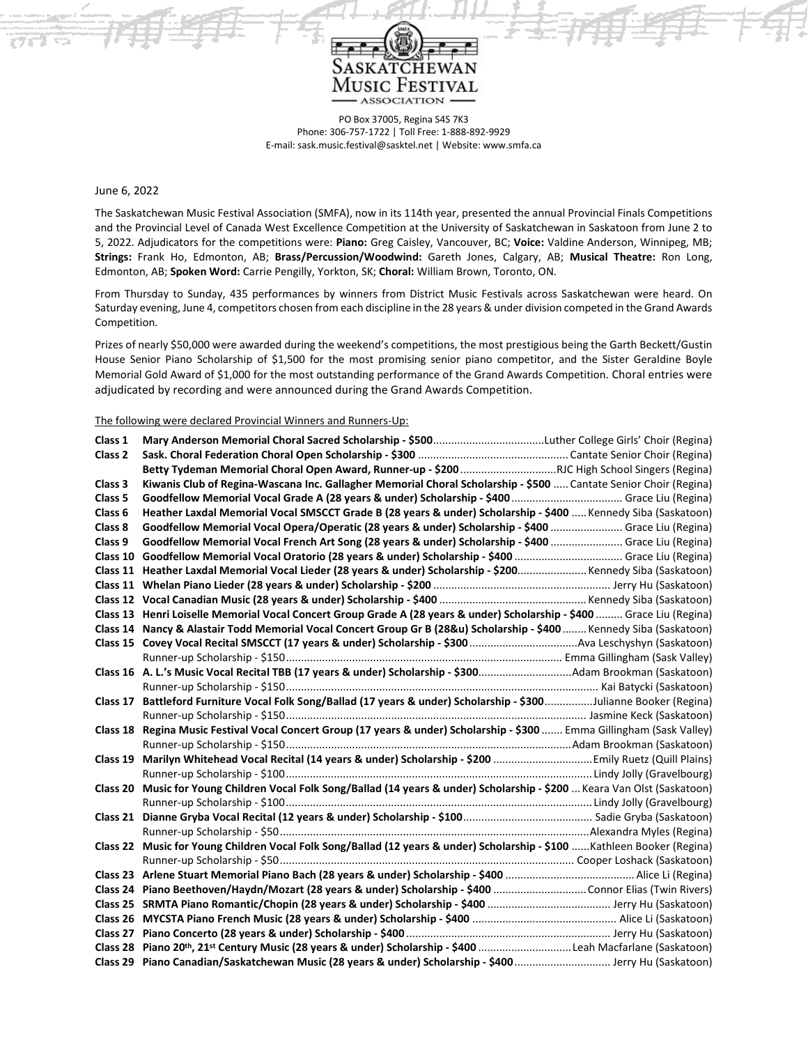SASKATCHEWAN MUSIC FESTIVAL ASSOCIATION

PO Box 37005, Regina S4S 7K3
Phone: 306-757-1722 | Toll Free: 1-888-892-9929
E-mail: sask.music.festival@sasktel.net | Website: www.smfa.ca

June 6, 2022

The Saskatchewan Music Festival Association (SMFA), now in its 114th year, presented the annual Provincial Finals Competitions and the Provincial Level of Canada West Excellence Competition at the University of Saskatchewan in Saskatoon from June 2 to 5, 2022. Adjudicators for the competitions were: **Piano:** Greg Caisley, Vancouver, BC; **Voice:** Valdine Anderson, Winnipeg, MB; **Strings:** Frank Ho, Edmonton, AB; **Brass/Percussion/Woodwind:** Gareth Jones, Calgary, AB; **Musical Theatre:** Ron Long, Edmonton, AB; **Spoken Word:** Carrie Pengilly, Yorkton, SK; **Choral:** William Brown, Toronto, ON.

From Thursday to Sunday, 435 performances by winners from District Music Festivals across Saskatchewan were heard. On Saturday evening, June 4, competitors chosen from each discipline in the 28 years & under division competed in the Grand Awards Competition.

Prizes of nearly $50,000 were awarded during the weekend's competitions, the most prestigious being the Garth Beckett/Gustin House Senior Piano Scholarship of $1,500 for the most promising senior piano competitor, and the Sister Geraldine Boyle Memorial Gold Award of $1,000 for the most outstanding performance of the Grand Awards Competition. Choral entries were adjudicated by recording and were announced during the Grand Awards Competition.

The following were declared Provincial Winners and Runners-Up:

**Class 1** **Mary Anderson Memorial Choral Sacred Scholarship - $500**....................Luther College Girls' Choir (Regina)
**Class 2** **Sask. Choral Federation Choral Open Scholarship - $300**.................... Cantate Senior Choir (Regina)
**Betty Tydeman Memorial Choral Open Award, Runner-up - $200**....................RJC High School Singers (Regina)
**Class 3** **Kiwanis Club of Regina-Wascana Inc. Gallagher Memorial Choral Scholarship - $500**..... Cantate Senior Choir (Regina)
**Class 5** **Goodfellow Memorial Vocal Grade A (28 years & under) Scholarship - $400**.................... Grace Liu (Regina)
**Class 6** **Heather Laxdal Memorial Vocal SMSCCT Grade B (28 years & under) Scholarship - $400**..... Kennedy Siba (Saskatoon)
**Class 8** **Goodfellow Memorial Vocal Opera/Operatic (28 years & under) Scholarship - $400**.................... Grace Liu (Regina)
**Class 9** **Goodfellow Memorial Vocal French Art Song (28 years & under) Scholarship - $400**.................... Grace Liu (Regina)
**Class 10** **Goodfellow Memorial Vocal Oratorio (28 years & under) Scholarship - $400**.................... Grace Liu (Regina)
**Class 11** **Heather Laxdal Memorial Vocal Lieder (28 years & under) Scholarship - $200**.................... Kennedy Siba (Saskatoon)
**Class 11** **Whelan Piano Lieder (28 years & under) Scholarship - $200**.................... Jerry Hu (Saskatoon)
**Class 12** **Vocal Canadian Music (28 years & under) Scholarship - $400**.................... Kennedy Siba (Saskatoon)
**Class 13** **Henri Loiselle Memorial Vocal Concert Group Grade A (28 years & under) Scholarship - $400**......... Grace Liu (Regina)
**Class 14** **Nancy & Alastair Todd Memorial Vocal Concert Group Gr B (28&u) Scholarship - $400**........ Kennedy Siba (Saskatoon)
**Class 15** **Covey Vocal Recital SMSCCT (17 years & under) Scholarship - $300**....................Ava Leschyshyn (Saskatoon)
Runner-up Scholarship - $150.................... Emma Gillingham (Sask Valley)
**Class 16** **A. L.'s Music Vocal Recital TBB (17 years & under) Scholarship - $300**....................Adam Brookman (Saskatoon)
Runner-up Scholarship - $150.................... Kai Batycki (Saskatoon)
**Class 17** **Battleford Furniture Vocal Folk Song/Ballad (17 years & under) Scholarship - $300**....................Julianne Booker (Regina)
Runner-up Scholarship - $150.................... Jasmine Keck (Saskatoon)
**Class 18** **Regina Music Festival Vocal Concert Group (17 years & under) Scholarship - $300**....... Emma Gillingham (Sask Valley)
Runner-up Scholarship - $150....................Adam Brookman (Saskatoon)
**Class 19** **Marilyn Whitehead Vocal Recital (14 years & under) Scholarship - $200**....................Emily Ruetz (Quill Plains)
Runner-up Scholarship - $100.................... Lindy Jolly (Gravelbourg)
**Class 20** **Music for Young Children Vocal Folk Song/Ballad (14 years & under) Scholarship - $200**... Keara Van Olst (Saskatoon)
Runner-up Scholarship - $100.................... Lindy Jolly (Gravelbourg)
**Class 21** **Dianne Gryba Vocal Recital (12 years & under) Scholarship - $100**.................... Sadie Gryba (Saskatoon)
Runner-up Scholarship - $50....................Alexandra Myles (Regina)
**Class 22** **Music for Young Children Vocal Folk Song/Ballad (12 years & under) Scholarship - $100**......Kathleen Booker (Regina)
Runner-up Scholarship - $50.................... Cooper Loshack (Saskatoon)
**Class 23** **Arlene Stuart Memorial Piano Bach (28 years & under) Scholarship - $400**.................... Alice Li (Regina)
**Class 24** **Piano Beethoven/Haydn/Mozart (28 years & under) Scholarship - $400**....................Connor Elias (Twin Rivers)
**Class 25** **SRMTA Piano Romantic/Chopin (28 years & under) Scholarship - $400**.................... Jerry Hu (Saskatoon)
**Class 26** **MYCSTA Piano French Music (28 years & under) Scholarship - $400**.................... Alice Li (Saskatoon)
**Class 27** **Piano Concerto (28 years & under) Scholarship - $400**.................... Jerry Hu (Saskatoon)
**Class 28** **Piano 20th, 21st Century Music (28 years & under) Scholarship - $400**....................Leah Macfarlane (Saskatoon)
**Class 29** **Piano Canadian/Saskatchewan Music (28 years & under) Scholarship - $400**.................... Jerry Hu (Saskatoon)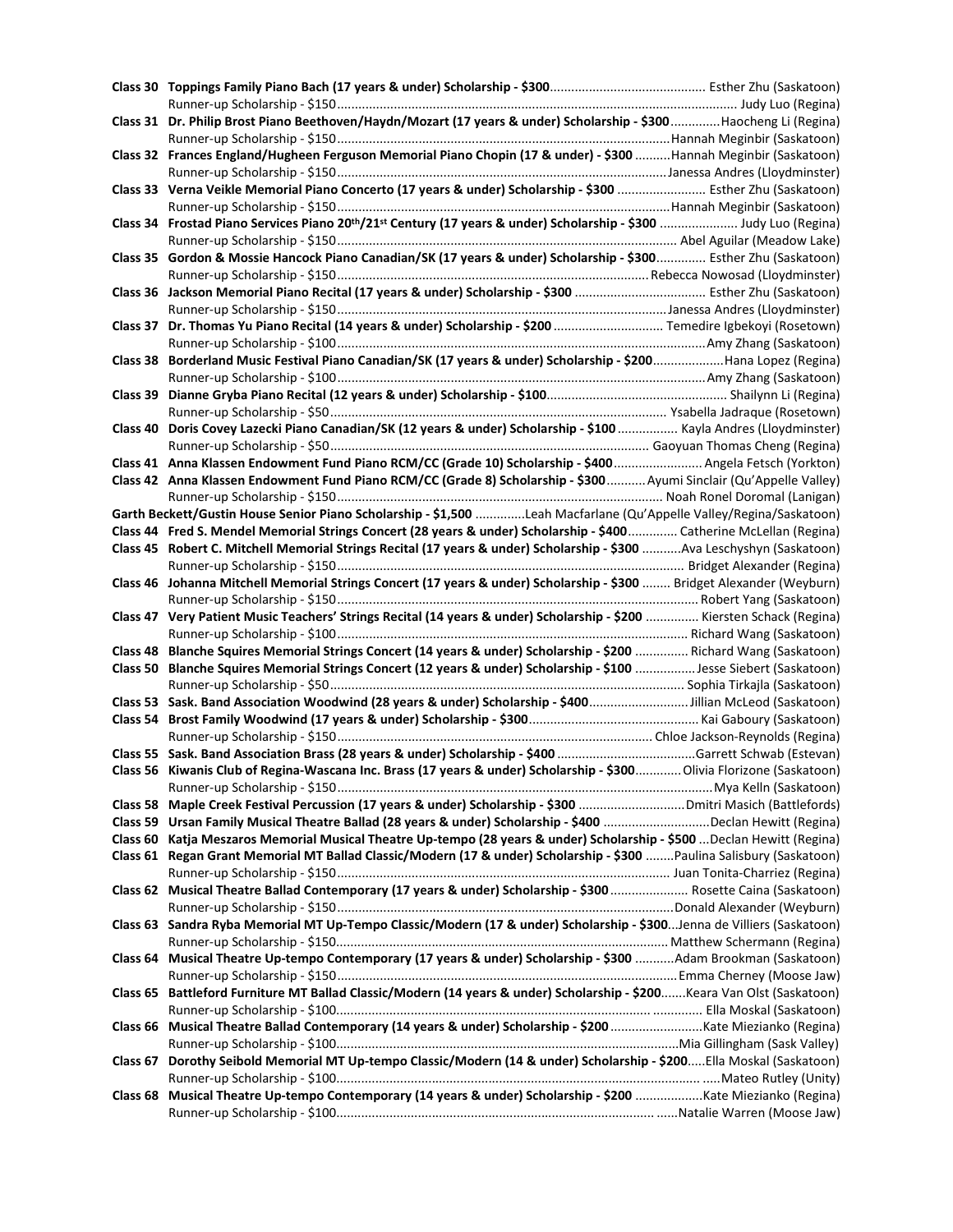**Class 30 Toppings Family Piano Bach (17 years & under) Scholarship - $300**........................................... Esther Zhu (Saskatoon)
Runner-up Scholarship - $150.................................................................................................................. Judy Luo (Regina)

**Class 31 Dr. Philip Brost Piano Beethoven/Haydn/Mozart (17 years & under) Scholarship - $300**..............Haocheng Li (Regina)
Runner-up Scholarship - $150.............................................................................................Hannah Meginbir (Saskatoon)

**Class 32 Frances England/Hugheen Ferguson Memorial Piano Chopin (17 & under) - $300** ..........Hannah Meginbir (Saskatoon)
Runner-up Scholarship - $150............................................................................................Janessa Andres (Lloydminster)

**Class 33 Verna Veikle Memorial Piano Concerto (17 years & under) Scholarship - $300** ......................... Esther Zhu (Saskatoon)
Runner-up Scholarship - $150.............................................................................................Hannah Meginbir (Saskatoon)

**Class 34 Frostad Piano Services Piano 20th/21st Century (17 years & under) Scholarship - $300** ...................... Judy Luo (Regina)
Runner-up Scholarship - $150............................................................................................... Abel Aguilar (Meadow Lake)

**Class 35 Gordon & Mossie Hancock Piano Canadian/SK (17 years & under) Scholarship - $300**.............. Esther Zhu (Saskatoon)
Runner-up Scholarship - $150.......................................................................................Rebecca Nowosad (Lloydminster)

**Class 36 Jackson Memorial Piano Recital (17 years & under) Scholarship - $300** ..................................... Esther Zhu (Saskatoon)
Runner-up Scholarship - $150............................................................................................Janessa Andres (Lloydminster)

**Class 37 Dr. Thomas Yu Piano Recital (14 years & under) Scholarship - $200** ............................... Temedire Igbekoyi (Rosetown)
Runner-up Scholarship - $100.......................................................................................................Amy Zhang (Saskatoon)

**Class 38 Borderland Music Festival Piano Canadian/SK (17 years & under) Scholarship - $200**....................Hana Lopez (Regina)
Runner-up Scholarship - $100.......................................................................................................Amy Zhang (Saskatoon)

**Class 39 Dianne Gryba Piano Recital (12 years & under) Scholarship - $100**................................................... Shailynn Li (Regina)
Runner-up Scholarship - $50.............................................................................................. Ysabella Jadraque (Rosetown)

**Class 40 Doris Covey Lazecki Piano Canadian/SK (12 years & under) Scholarship - $100** ................. Kayla Andres (Lloydminster)
Runner-up Scholarship - $50......................................................................................... Gaoyuan Thomas Cheng (Regina)

**Class 41 Anna Klassen Endowment Fund Piano RCM/CC (Grade 10) Scholarship - $400**......................... Angela Fetsch (Yorkton)

**Class 42 Anna Klassen Endowment Fund Piano RCM/CC (Grade 8) Scholarship - $300**........... Ayumi Sinclair (Qu'Appelle Valley)
Runner-up Scholarship - $150........................................................................................... Noah Ronel Doromal (Lanigan)

**Garth Beckett/Gustin House Senior Piano Scholarship - $1,500** ..............Leah Macfarlane (Qu'Appelle Valley/Regina/Saskatoon)

**Class 44 Fred S. Mendel Memorial Strings Concert (28 years & under) Scholarship - $400**.............. Catherine McLellan (Regina)

**Class 45 Robert C. Mitchell Memorial Strings Recital (17 years & under) Scholarship - $300** ...........Ava Leschyshyn (Saskatoon)
Runner-up Scholarship - $150................................................................................................. Bridget Alexander (Regina)

**Class 46 Johanna Mitchell Memorial Strings Concert (17 years & under) Scholarship - $300** ........ Bridget Alexander (Weyburn)
Runner-up Scholarship - $150.....................................................................................................Robert Yang (Saskatoon)

**Class 47 Very Patient Music Teachers' Strings Recital (14 years & under) Scholarship - $200** ............... Kiersten Schack (Regina)
Runner-up Scholarship - $100.................................................................................................. Richard Wang (Saskatoon)

**Class 48 Blanche Squires Memorial Strings Concert (14 years & under) Scholarship - $200** ............... Richard Wang (Saskatoon)

**Class 50 Blanche Squires Memorial Strings Concert (12 years & under) Scholarship - $100** .................Jesse Siebert (Saskatoon)
Runner-up Scholarship - $50................................................................................................... Sophia Tirkajla (Saskatoon)

**Class 53 Sask. Band Association Woodwind (28 years & under) Scholarship - $400**............................Jillian McLeod (Saskatoon)

**Class 54 Brost Family Woodwind (17 years & under) Scholarship - $300**................................................ Kai Gaboury (Saskatoon)
Runner-up Scholarship - $150........................................................................................ Chloe Jackson-Reynolds (Regina)

**Class 55 Sask. Band Association Brass (28 years & under) Scholarship - $400** .......................................Garrett Schwab (Estevan)

**Class 56 Kiwanis Club of Regina-Wascana Inc. Brass (17 years & under) Scholarship - $300**............Olivia Florizone (Saskatoon)
Runner-up Scholarship - $150..........................................................................................................Mya Kelln (Saskatoon)

**Class 58 Maple Creek Festival Percussion (17 years & under) Scholarship - $300** ..............................Dmitri Masich (Battlefords)

**Class 59 Ursan Family Musical Theatre Ballad (28 years & under) Scholarship - $400** .............................Declan Hewitt (Regina)

**Class 60 Katja Meszaros Memorial Musical Theatre Up-tempo (28 years & under) Scholarship - $500** ...Declan Hewitt (Regina)

**Class 61 Regan Grant Memorial MT Ballad Classic/Modern (17 & under) Scholarship - $300** ........Paulina Salisbury (Saskatoon)
Runner-up Scholarship - $150............................................................................................. Juan Tonita-Charriez (Regina)

**Class 62 Musical Theatre Ballad Contemporary (17 years & under) Scholarship - $300** ...................... Rosette Caina (Saskatoon)
Runner-up Scholarship - $150..............................................................................................Donald Alexander (Weyburn)

**Class 63 Sandra Ryba Memorial MT Up-Tempo Classic/Modern (17 & under) Scholarship - $300**...Jenna de Villiers (Saskatoon)
Runner-up Scholarship - $150............................................................................................. Matthew Schermann (Regina)

**Class 64 Musical Theatre Up-tempo Contemporary (17 years & under) Scholarship - $300** ...........Adam Brookman (Saskatoon)
Runner-up Scholarship - $150...............................................................................................Emma Cherney (Moose Jaw)

**Class 65 Battleford Furniture MT Ballad Classic/Modern (14 years & under) Scholarship - $200**.......Keara Van Olst (Saskatoon)
Runner-up Scholarship - $100.................................................................................... .............. Ella Moskal (Saskatoon)

**Class 66 Musical Theatre Ballad Contemporary (14 years & under) Scholarship - $200** ..........................Kate Miezianko (Regina)
Runner-up Scholarship - $100.................................................................................................Mia Gillingham (Sask Valley)

**Class 67 Dorothy Seibold Memorial MT Up-tempo Classic/Modern (14 & under) Scholarship - $200**.....Ella Moskal (Saskatoon)
Runner-up Scholarship - $100............................................................................................... .....Mateo Rutley (Unity)

**Class 68 Musical Theatre Up-tempo Contemporary (14 years & under) Scholarship - $200** ...................Kate Miezianko (Regina)
Runner-up Scholarship - $100............................................................................................ ......Natalie Warren (Moose Jaw)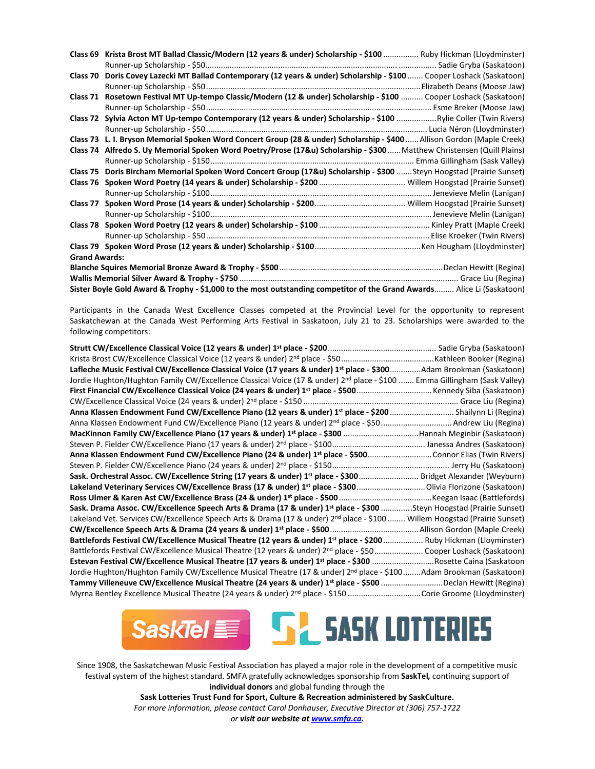**Class 69 Krista Brost MT Ballad Classic/Modern (12 years & under) Scholarship - $100** ................ Ruby Hickman (Lloydminster)
Runner-up Scholarship - $50...................................................................................................... Sadie Gryba (Saskatoon)
**Class 70 Doris Covey Lazecki MT Ballad Contemporary (12 years & under) Scholarship - $100** ....... Cooper Loshack (Saskatoon)
Runner-up Scholarship - $50................................................................................................ Elizabeth Deans (Moose Jaw)
**Class 71 Rosetown Festival MT Up-tempo Classic/Modern (12 & under) Scholarship - $100** .......... Cooper Loshack (Saskatoon)
Runner-up Scholarship - $50..................................................................................................... Esme Breker (Moose Jaw)
**Class 72 Sylvia Acton MT Up-tempo Contemporary (12 years & under) Scholarship - $100** ................. Rylie Coller (Twin Rivers)
Runner-up Scholarship - $50.................................................................................................. Lucia Néron (Lloydminster)
**Class 73 L. I. Bryson Memorial Spoken Word Concert Group (28 & under) Scholarship - $400** ...... Allison Gordon (Maple Creek)
**Class 74 Alfredo S. Uy Memorial Spoken Word Poetry/Prose (17&u) Scholarship - $300** ...... Matthew Christensen (Quill Plains)
Runner-up Scholarship - $150........................................................................................... Emma Gillingham (Sask Valley)
**Class 75 Doris Bircham Memorial Spoken Word Concert Group (17&u) Scholarship - $300** ....... Steyn Hoogstad (Prairie Sunset)
**Class 76 Spoken Word Poetry (14 years & under) Scholarship - $200** ....................................... Willem Hoogstad (Prairie Sunset)
Runner-up Scholarship - $100................................................................................................... Jenevieve Melin (Lanigan)
**Class 77 Spoken Word Prose (14 years & under) Scholarship - $200**......................................... Willem Hoogstad (Prairie Sunset)
Runner-up Scholarship - $100................................................................................................... Jenevieve Melin (Lanigan)
**Class 78 Spoken Word Poetry (12 years & under) Scholarship - $100** .................................................. Kinley Pratt (Maple Creek)
Runner-up Scholarship - $50.................................................................................................... Elise Kroeker (Twin Rivers)
**Class 79 Spoken Word Prose (12 years & under) Scholarship - $100**................................................ Ken Hougham (Lloydminster)

**Grand Awards:**

**Blanche Squires Memorial Bronze Award & Trophy - $500**......................................................................... Declan Hewitt (Regina)
**Wallis Memorial Silver Award & Trophy - $750** .................................................................................................. Grace Liu (Regina)
**Sister Boyle Gold Award & Trophy - $1,000 to the most outstanding competitor of the Grand Awards**......... Alice Li (Saskatoon)

Participants in the Canada West Excellence Classes competed at the Provincial Level for the opportunity to represent Saskatchewan at the Canada West Performing Arts Festival in Saskatoon, July 21 to 23. Scholarships were awarded to the following competitors:

**Strutt CW/Excellence Classical Voice (12 years & under) 1st place - $200**................................................. Sadie Gryba (Saskatoon)
Krista Brost CW/Excellence Classical Voice (12 years & under) 2nd place - $50.......................................... Kathleen Booker (Regina)
**Lafleche Music Festival CW/Excellence Classical Voice (17 years & under) 1st place - $300**.............. Adam Brookman (Saskatoon)
Jordie Hughton/Hughton Family CW/Excellence Classical Voice (17 & under) 2nd place - $100 ....... Emma Gillingham (Sask Valley)
**First Financial CW/Excellence Classical Voice (24 years & under) 1st place - $500**................................. Kennedy Siba (Saskatoon)
CW/Excellence Classical Voice (24 years & under) 2nd place - $150 ..................................................................... Grace Liu (Regina)
**Anna Klassen Endowment Fund CW/Excellence Piano (12 years & under) 1st place - $200** ............................ Shailynn Li (Regina)
Anna Klassen Endowment Fund CW/Excellence Piano (12 years & under) 2nd place - $50 ................................ Andrew Liu (Regina)
**MacKinnon Family CW/Excellence Piano (17 years & under) 1st place - $300** .................................. Hannah Meginbir (Saskatoon)
Steven P. Fielder CW/Excellence Piano (17 years & under) 2nd place - $100......................................... Janessa Andres (Saskatoon)
**Anna Klassen Endowment Fund CW/Excellence Piano (24 & under) 1st place - $500**............................. Connor Elias (Twin Rivers)
Steven P. Fielder CW/Excellence Piano (24 years & under) 2nd place - $150.................................................... Jerry Hu (Saskatoon)
**Sask. Orchestral Assoc. CW/Excellence String (17 years & under) 1st place - $300**........................... Bridget Alexander (Weyburn)
**Lakeland Veterinary Services CW/Excellence Brass (17 & under) 1st place - $300**.............................. Olivia Florizone (Saskatoon)
**Ross Ulmer & Karen Ast CW/Excellence Brass (24 & under) 1st place - $500**.......................................... Keegan Isaac (Battlefords)
**Sask. Drama Assoc. CW/Excellence Speech Arts & Drama (17 & under) 1st place - $300** ............. Steyn Hoogstad (Prairie Sunset)
Lakeland Vet. Services CW/Excellence Speech Arts & Drama (17 & under) 2nd place - $100 ........ Willem Hoogstad (Prairie Sunset)
**CW/Excellence Speech Arts & Drama (24 years & under) 1st place - $500**........................................ Allison Gordon (Maple Creek)
**Battlefords Festival CW/Excellence Musical Theatre (12 years & under) 1st place - $200**.................. Ruby Hickman (Lloyminster)
Battlefords Festival CW/Excellence Musical Theatre (12 years & under) 2nd place - $50...................... Cooper Loshack (Saskatoon)
**Estevan Festival CW/Excellence Musical Theatre (17 years & under) 1st place - $300** ............................ Rosette Caina (Saskatoon
Jordie Hughton/Hughton Family CW/Excellence Musical Theatre (17 & under) 2nd place - $100........ Adam Brookman (Saskatoon)
**Tammy Villeneuve CW/Excellence Musical Theatre (24 years & under) 1st place - $500** ............................ Declan Hewitt (Regina)
Myrna Bentley Excellence Musical Theatre (24 years & under) 2nd place - $150 ................................ Corie Groome (Lloydminster)

SaskTel SASK LOTTERIES

Since 1908, the Saskatchewan Music Festival Association has played a major role in the development of a competitive music festival system of the highest standard. SMFA gratefully acknowledges sponsorship from **SaskTel,** continuing support of **individual donors** and global funding through the
**Sask Lotteries Trust Fund for Sport, Culture & Recreation administered by SaskCulture.**
*For more information, please contact Carol Donhauser, Executive Director at (306) 757-1722*
*or* ***visit our website at [www.smfa.ca](http://www.smfa.ca).***